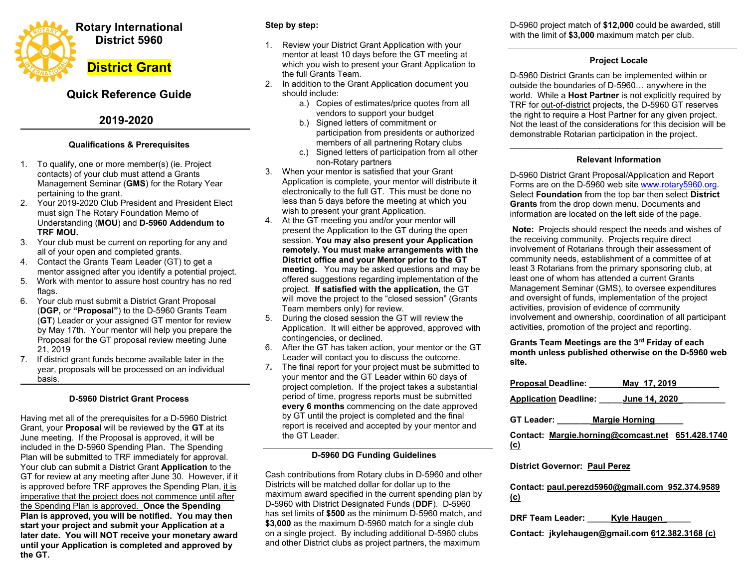# Rotary International District 5960

## District Grant

## Quick Reference Guide

## 2019-2020

### Qualifications & Prerequisites

1. To qualify, one or more member(s) (ie. Project contacts) of your club must attend a Grants Management Seminar (**GMS**) for the Rotary Year pertaining to the grant.
2. Your 2019-2020 Club President and President Elect must sign The Rotary Foundation Memo of Understanding (**MOU**) and **D-5960 Addendum to TRF MOU.**
3. Your club must be current on reporting for any and all of your open and completed grants.
4. Contact the Grants Team Leader (GT) to get a mentor assigned after you identify a potential project.
5. Work with mentor to assure host country has no red flags.
6. Your club must submit a District Grant Proposal (**DGP,** or **"Proposal"**) to the D-5960 Grants Team (**GT**) Leader or your assigned GT mentor for review by May 17th. Your mentor will help you prepare the Proposal for the GT proposal review meeting June 21, 2019
7. If district grant funds become available later in the year, proposals will be processed on an individual basis.

### D-5960 District Grant Process

Having met all of the prerequisites for a D-5960 District Grant, your **Proposal** will be reviewed by the **GT** at its June meeting. If the Proposal is approved, it will be included in the D-5960 Spending Plan. The Spending Plan will be submitted to TRF immediately for approval. Your club can submit a District Grant **Application** to the GT for review at any meeting after June 30. However, if it is approved before TRF approves the Spending Plan, it is imperative that the project does not commence until after the Spending Plan is approved. **Once the Spending Plan is approved, you will be notified. You may then start your project and submit your Application at a later date. You will NOT receive your monetary award until your Application is completed and approved by the GT.**

### Step by step:

1. Review your District Grant Application with your mentor at least 10 days before the GT meeting at which you wish to present your Grant Application to the full Grants Team.
2. In addition to the Grant Application document you should include:
   a.) Copies of estimates/price quotes from all vendors to support your budget
   b.) Signed letters of commitment or participation from presidents or authorized members of all partnering Rotary clubs
   c.) Signed letters of participation from all other non-Rotary partners
3. When your mentor is satisfied that your Grant Application is complete, your mentor will distribute it electronically to the full GT. This must be done no less than 5 days before the meeting at which you wish to present your grant Application.
4. At the GT meeting you and/or your mentor will present the Application to the GT during the open session. **You may also present your Application remotely. You must make arrangements with the District office and your Mentor prior to the GT meeting.** You may be asked questions and may be offered suggestions regarding implementation of the project. **If satisfied with the application,** the GT will move the project to the "closed session" (Grants Team members only) for review.
5. During the closed session the GT will review the Application. It will either be approved, approved with contingencies, or declined.
6. After the GT has taken action, your mentor or the GT Leader will contact you to discuss the outcome.
7. The final report for your project must be submitted to your mentor and the GT Leader within 60 days of project completion. If the project takes a substantial period of time, progress reports must be submitted **every 6 months** commencing on the date approved by GT until the project is completed and the final report is received and accepted by your mentor and the GT Leader.

### D-5960 DG Funding Guidelines

Cash contributions from Rotary clubs in D-5960 and other Districts will be matched dollar for dollar up to the maximum award specified in the current spending plan by D-5960 with District Designated Funds (**DDF**). D-5960 has set limits of **$500** as the minimum D-5960 match, and **$3,000** as the maximum D-5960 match for a single club on a single project. By including additional D-5960 clubs and other District clubs as project partners, the maximum D-5960 project match of **$12,000** could be awarded, still with the limit of **$3,000** maximum match per club.

### Project Locale

D-5960 District Grants can be implemented within or outside the boundaries of D-5960… anywhere in the world. While a **Host Partner** is not explicitly required by TRF for out-of-district projects, the D-5960 GT reserves the right to require a Host Partner for any given project. Not the least of the considerations for this decision will be demonstrable Rotarian participation in the project.

### Relevant Information

D-5960 District Grant Proposal/Application and Report Forms are on the D-5960 web site www.rotary5960.org. Select **Foundation** from the top bar then select **District Grants** from the drop down menu. Documents and information are located on the left side of the page.

**Note:** Projects should respect the needs and wishes of the receiving community. Projects require direct involvement of Rotarians through their assessment of community needs, establishment of a committee of at least 3 Rotarians from the primary sponsoring club, at least one of whom has attended a current Grants Management Seminar (GMS), to oversee expenditures and oversight of funds, implementation of the project activities, provision of evidence of community involvement and ownership, coordination of all participant activities, promotion of the project and reporting.

**Grants Team Meetings are the 3rd Friday of each month unless published otherwise on the D-5960 web site.**

**Proposal Deadline:** May 17, 2019

**Application Deadline:** June 14, 2020

**GT Leader:** Margie Horning

**Contact:** Margie.horning@comcast.net 651.428.1740 (c)

**District Governor:** Paul Perez

**Contact:** paul.perezd5960@gmail.com 952.374.9589 (c)

**DRF Team Leader:** Kyle Haugen

**Contact:** jkylehaugen@gmail.com 612.382.3168 (c)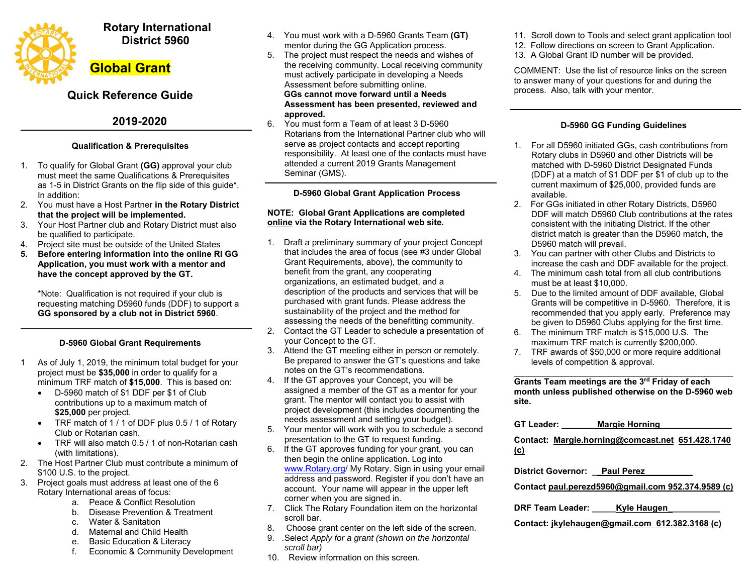# Rotary International District 5960

## Global Grant

## Quick Reference Guide

## 2019-2020

### Qualification & Prerequisites

1. To qualify for Global Grant **(GG)** approval your club must meet the same Qualifications & Prerequisites as 1-5 in District Grants on the flip side of this guide*. In addition:
2. You must have a Host Partner **in the Rotary District that the project will be implemented.**
3. Your Host Partner club and Rotary District must also be qualified to participate.
4. Project site must be outside of the United States
5. **Before entering information into the online RI GG Application, you must work with a mentor and have the concept approved by the GT.**

*Note: Qualification is not required if your club is requesting matching D5960 funds (DDF) to support a **GG sponsored by a club not in District 5960**.

### D-5960 Global Grant Requirements

1. As of July 1, 2019, the minimum total budget for your project must be **$35,000** in order to qualify for a minimum TRF match of **$15,000**. This is based on:
   - D-5960 match of $1 DDF per $1 of Club contributions up to a maximum match of **$25,000** per project.
   - TRF match of 1 / 1 of DDF plus 0.5 / 1 of Rotary Club or Rotarian cash.
   - TRF will also match 0.5 / 1 of non-Rotarian cash (with limitations).
2. The Host Partner Club must contribute a minimum of $100 U.S. to the project.
3. Project goals must address at least one of the 6 Rotary International areas of focus:
   a. Peace & Conflict Resolution
   b. Disease Prevention & Treatment
   c. Water & Sanitation
   d. Maternal and Child Health
   e. Basic Education & Literacy
   f. Economic & Community Development
4. You must work with a D-5960 Grants Team **(GT)** mentor during the GG Application process.
5. The project must respect the needs and wishes of the receiving community. Local receiving community must actively participate in developing a Needs Assessment before submitting online.
   **GGs cannot move forward until a Needs Assessment has been presented, reviewed and approved.**
6. You must form a Team of at least 3 D-5960 Rotarians from the International Partner club who will serve as project contacts and accept reporting responsibility. At least one of the contacts must have attended a current 2019 Grants Management Seminar (GMS).

### D-5960 Global Grant Application Process

**NOTE: Global Grant Applications are completed online via the Rotary International web site.**

1. Draft a preliminary summary of your project Concept that includes the area of focus (see #3 under Global Grant Requirements, above), the community to benefit from the grant, any cooperating organizations, an estimated budget, and a description of the products and services that will be purchased with grant funds. Please address the sustainability of the project and the method for assessing the needs of the benefitting community.
2. Contact the GT Leader to schedule a presentation of your Concept to the GT.
3. Attend the GT meeting either in person or remotely. Be prepared to answer the GT's questions and take notes on the GT's recommendations.
4. If the GT approves your Concept, you will be assigned a member of the GT as a mentor for your grant. The mentor will contact you to assist with project development (this includes documenting the needs assessment and setting your budget).
5. Your mentor will work with you to schedule a second presentation to the GT to request funding.
6. If the GT approves funding for your grant, you can then begin the online application. Log into www.Rotary.org/ My Rotary. Sign in using your email address and password. Register if you don't have an account. Your name will appear in the upper left corner when you are signed in.
7. Click The Rotary Foundation item on the horizontal scroll bar.
8. Choose grant center on the left side of the screen.
9. .Select *Apply for a grant (shown on the horizontal scroll bar)*
10. Review information on this screen.
11. Scroll down to Tools and select grant application tool
12. Follow directions on screen to Grant Application.
13. A Global Grant ID number will be provided.

COMMENT: Use the list of resource links on the screen to answer many of your questions for and during the process. Also, talk with your mentor.

### D-5960 GG Funding Guidelines

1. For all D5960 initiated GGs, cash contributions from Rotary clubs in D5960 and other Districts will be matched with D-5960 District Designated Funds (DDF) at a match of $1 DDF per $1 of club up to the current maximum of $25,000, provided funds are available.
2. For GGs initiated in other Rotary Districts, D5960 DDF will match D5960 Club contributions at the rates consistent with the initiating District. If the other district match is greater than the D5960 match, the D5960 match will prevail.
3. You can partner with other Clubs and Districts to increase the cash and DDF available for the project.
4. The minimum cash total from all club contributions must be at least $10,000.
5. Due to the limited amount of DDF available, Global Grants will be competitive in D-5960. Therefore, it is recommended that you apply early. Preference may be given to D5960 Clubs applying for the first time.
6. The minimum TRF match is $15,000 U.S. The maximum TRF match is currently $200,000.
7. TRF awards of $50,000 or more require additional levels of competition & approval.

**Grants Team meetings are the 3rd Friday of each month unless published otherwise on the D-5960 web site.**

**GT Leader: Margie Horning**

**Contact: Margie.horning@comcast.net 651.428.1740 (c)**

**District Governor: Paul Perez**

**Contact paul.perezd5960@gmail.com 952.374.9589 (c)**

**DRF Team Leader: Kyle Haugen**

**Contact: jkylehaugen@gmail.com 612.382.3168 (c)**